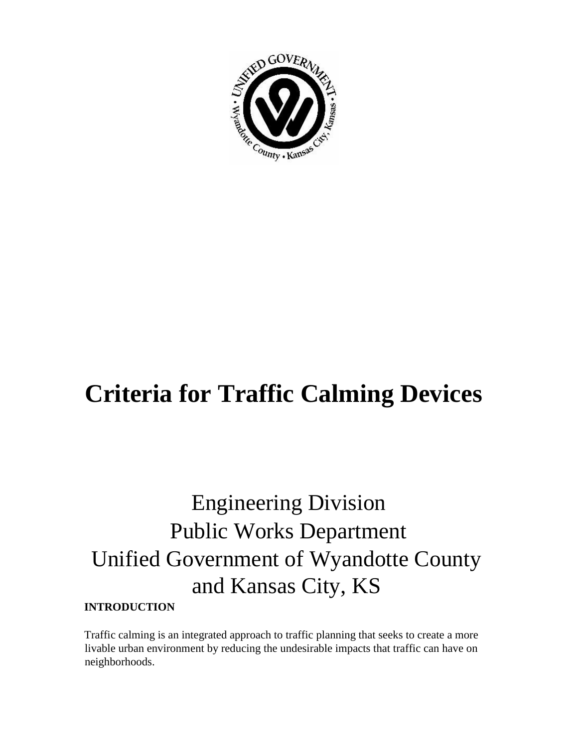# Criteria for Traffic Calming Devices

Engineering Division
Public Works Department
Unified Government of Wyandotte County
and Kansas City, KS

**INTRODUCTION**

Traffic calming is an integrated approach to traffic planning that seeks to create a more livable urban environment by reducing the undesirable impacts that traffic can have on neighborhoods.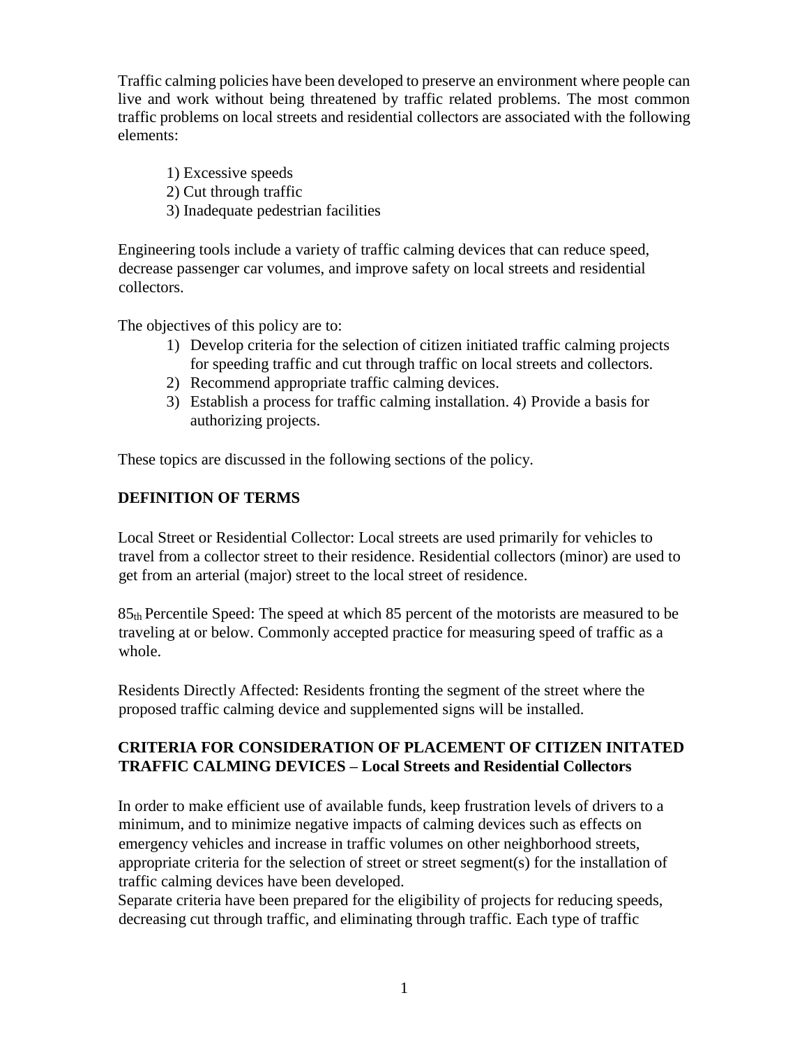Traffic calming policies have been developed to preserve an environment where people can live and work without being threatened by traffic related problems. The most common traffic problems on local streets and residential collectors are associated with the following elements:

1) Excessive speeds
2) Cut through traffic
3) Inadequate pedestrian facilities

Engineering tools include a variety of traffic calming devices that can reduce speed, decrease passenger car volumes, and improve safety on local streets and residential collectors.

The objectives of this policy are to:

1) Develop criteria for the selection of citizen initiated traffic calming projects for speeding traffic and cut through traffic on local streets and collectors.
2) Recommend appropriate traffic calming devices.
3) Establish a process for traffic calming installation. 4) Provide a basis for authorizing projects.

These topics are discussed in the following sections of the policy.

## DEFINITION OF TERMS

Local Street or Residential Collector: Local streets are used primarily for vehicles to travel from a collector street to their residence. Residential collectors (minor) are used to get from an arterial (major) street to the local street of residence.

$85_{th}$ Percentile Speed: The speed at which 85 percent of the motorists are measured to be traveling at or below. Commonly accepted practice for measuring speed of traffic as a whole.

Residents Directly Affected: Residents fronting the segment of the street where the proposed traffic calming device and supplemented signs will be installed.

## CRITERIA FOR CONSIDERATION OF PLACEMENT OF CITIZEN INITATED TRAFFIC CALMING DEVICES – Local Streets and Residential Collectors

In order to make efficient use of available funds, keep frustration levels of drivers to a minimum, and to minimize negative impacts of calming devices such as effects on emergency vehicles and increase in traffic volumes on other neighborhood streets, appropriate criteria for the selection of street or street segment(s) for the installation of traffic calming devices have been developed.
Separate criteria have been prepared for the eligibility of projects for reducing speeds, decreasing cut through traffic, and eliminating through traffic. Each type of traffic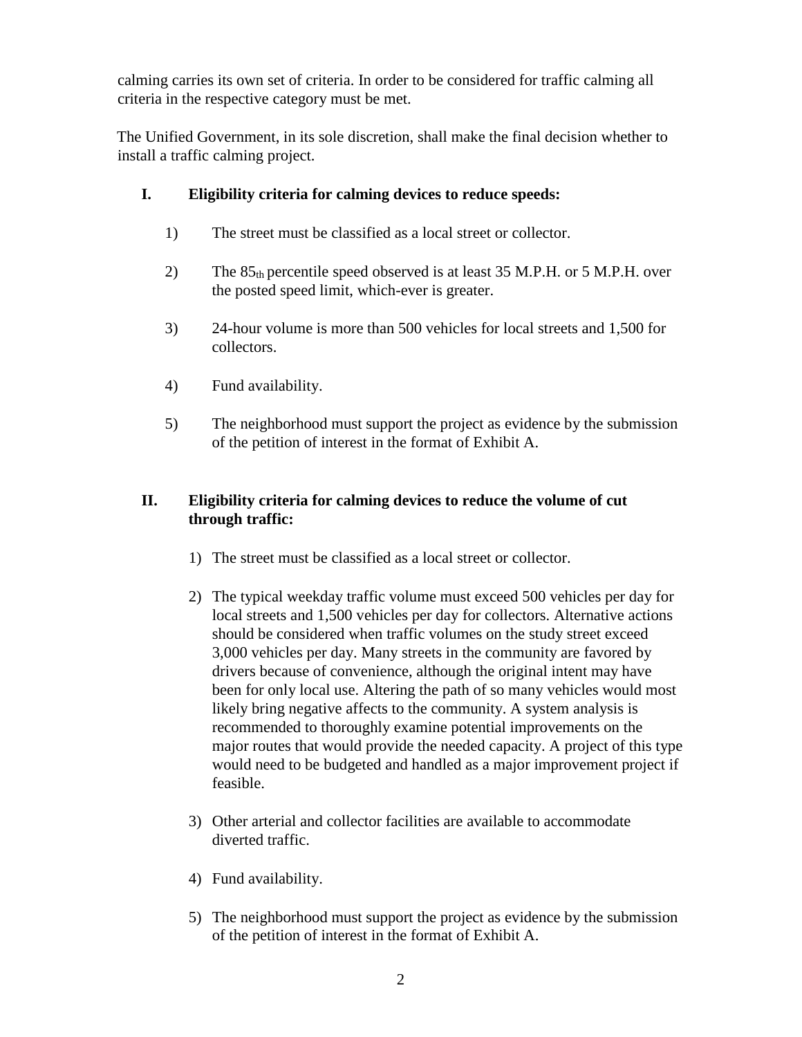calming carries its own set of criteria. In order to be considered for traffic calming all criteria in the respective category must be met.

The Unified Government, in its sole discretion, shall make the final decision whether to install a traffic calming project.

## I. Eligibility criteria for calming devices to reduce speeds:

1) The street must be classified as a local street or collector.

2) The $85_{th}$ percentile speed observed is at least 35 M.P.H. or 5 M.P.H. over the posted speed limit, which-ever is greater.

3) 24-hour volume is more than 500 vehicles for local streets and 1,500 for collectors.

4) Fund availability.

5) The neighborhood must support the project as evidence by the submission of the petition of interest in the format of Exhibit A.

## II. Eligibility criteria for calming devices to reduce the volume of cut through traffic:

1) The street must be classified as a local street or collector.

2) The typical weekday traffic volume must exceed 500 vehicles per day for local streets and 1,500 vehicles per day for collectors. Alternative actions should be considered when traffic volumes on the study street exceed 3,000 vehicles per day. Many streets in the community are favored by drivers because of convenience, although the original intent may have been for only local use. Altering the path of so many vehicles would most likely bring negative affects to the community. A system analysis is recommended to thoroughly examine potential improvements on the major routes that would provide the needed capacity. A project of this type would need to be budgeted and handled as a major improvement project if feasible.

3) Other arterial and collector facilities are available to accommodate diverted traffic.

4) Fund availability.

5) The neighborhood must support the project as evidence by the submission of the petition of interest in the format of Exhibit A.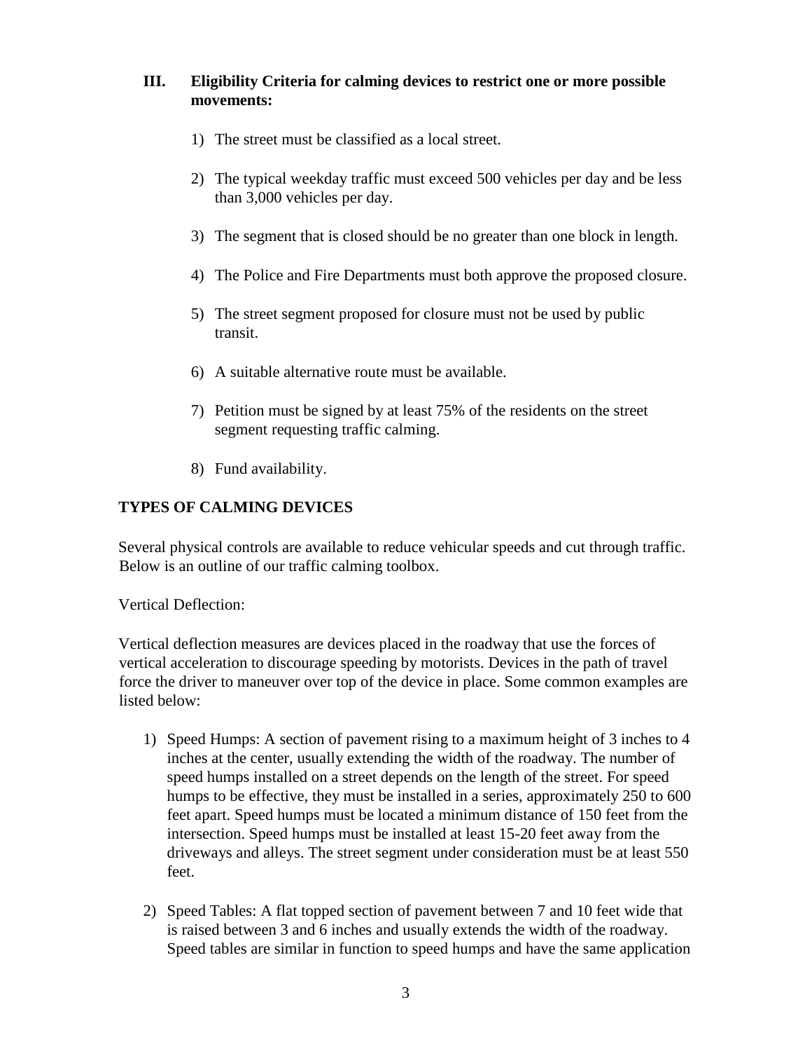### III. Eligibility Criteria for calming devices to restrict one or more possible movements:

1) The street must be classified as a local street.

2) The typical weekday traffic must exceed 500 vehicles per day and be less than 3,000 vehicles per day.

3) The segment that is closed should be no greater than one block in length.

4) The Police and Fire Departments must both approve the proposed closure.

5) The street segment proposed for closure must not be used by public transit.

6) A suitable alternative route must be available.

7) Petition must be signed by at least 75% of the residents on the street segment requesting traffic calming.

8) Fund availability.

## TYPES OF CALMING DEVICES

Several physical controls are available to reduce vehicular speeds and cut through traffic. Below is an outline of our traffic calming toolbox.

Vertical Deflection:

Vertical deflection measures are devices placed in the roadway that use the forces of vertical acceleration to discourage speeding by motorists. Devices in the path of travel force the driver to maneuver over top of the device in place. Some common examples are listed below:

1) Speed Humps: A section of pavement rising to a maximum height of 3 inches to 4 inches at the center, usually extending the width of the roadway. The number of speed humps installed on a street depends on the length of the street. For speed humps to be effective, they must be installed in a series, approximately 250 to 600 feet apart. Speed humps must be located a minimum distance of 150 feet from the intersection. Speed humps must be installed at least 15-20 feet away from the driveways and alleys. The street segment under consideration must be at least 550 feet.

2) Speed Tables: A flat topped section of pavement between 7 and 10 feet wide that is raised between 3 and 6 inches and usually extends the width of the roadway. Speed tables are similar in function to speed humps and have the same application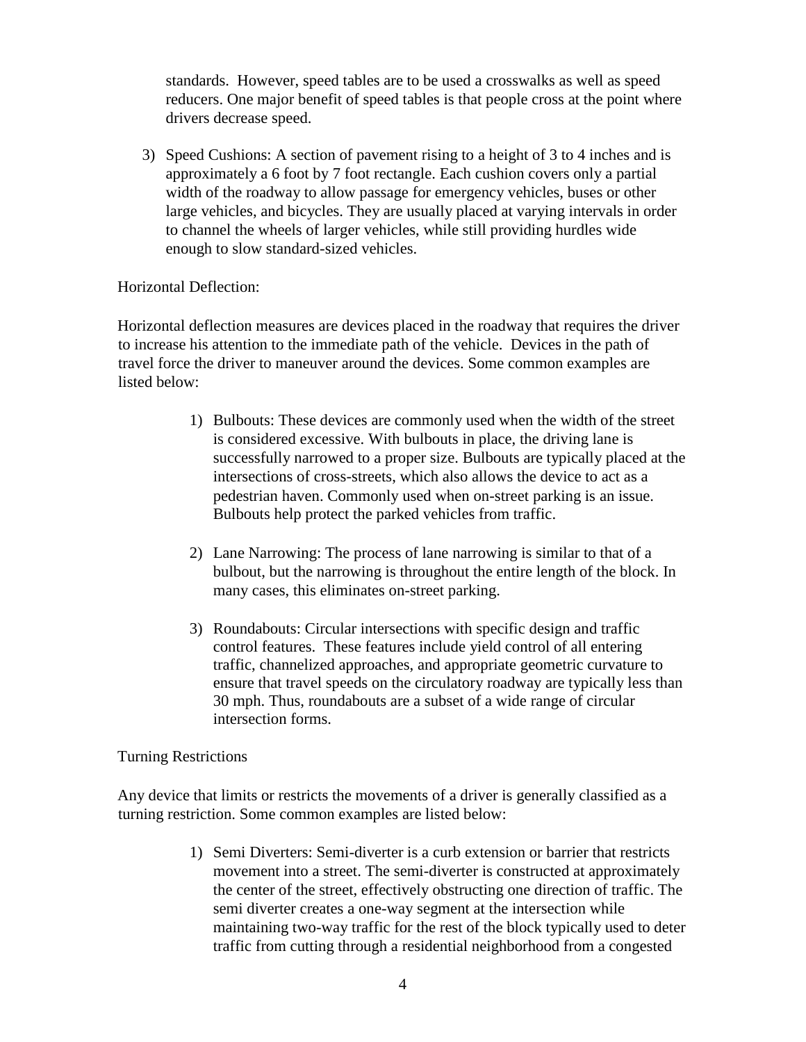standards. However, speed tables are to be used a crosswalks as well as speed reducers. One major benefit of speed tables is that people cross at the point where drivers decrease speed.

3) Speed Cushions: A section of pavement rising to a height of 3 to 4 inches and is approximately a 6 foot by 7 foot rectangle. Each cushion covers only a partial width of the roadway to allow passage for emergency vehicles, buses or other large vehicles, and bicycles. They are usually placed at varying intervals in order to channel the wheels of larger vehicles, while still providing hurdles wide enough to slow standard-sized vehicles.

Horizontal Deflection:

Horizontal deflection measures are devices placed in the roadway that requires the driver to increase his attention to the immediate path of the vehicle. Devices in the path of travel force the driver to maneuver around the devices. Some common examples are listed below:

1) Bulbouts: These devices are commonly used when the width of the street is considered excessive. With bulbouts in place, the driving lane is successfully narrowed to a proper size. Bulbouts are typically placed at the intersections of cross-streets, which also allows the device to act as a pedestrian haven. Commonly used when on-street parking is an issue. Bulbouts help protect the parked vehicles from traffic.

2) Lane Narrowing: The process of lane narrowing is similar to that of a bulbout, but the narrowing is throughout the entire length of the block. In many cases, this eliminates on-street parking.

3) Roundabouts: Circular intersections with specific design and traffic control features. These features include yield control of all entering traffic, channelized approaches, and appropriate geometric curvature to ensure that travel speeds on the circulatory roadway are typically less than 30 mph. Thus, roundabouts are a subset of a wide range of circular intersection forms.

Turning Restrictions

Any device that limits or restricts the movements of a driver is generally classified as a turning restriction. Some common examples are listed below:

1) Semi Diverters: Semi-diverter is a curb extension or barrier that restricts movement into a street. The semi-diverter is constructed at approximately the center of the street, effectively obstructing one direction of traffic. The semi diverter creates a one-way segment at the intersection while maintaining two-way traffic for the rest of the block typically used to deter traffic from cutting through a residential neighborhood from a congested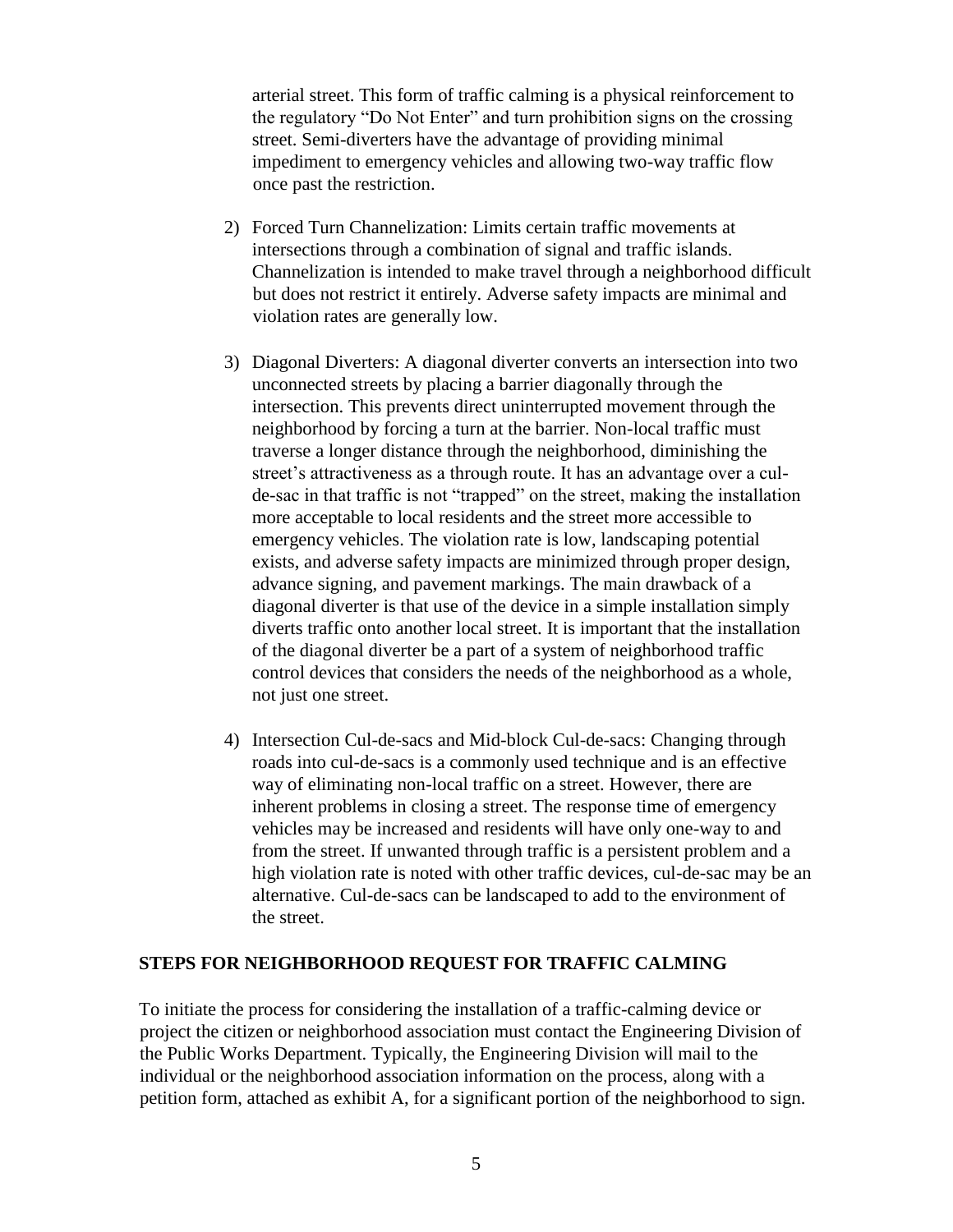arterial street. This form of traffic calming is a physical reinforcement to the regulatory "Do Not Enter" and turn prohibition signs on the crossing street. Semi-diverters have the advantage of providing minimal impediment to emergency vehicles and allowing two-way traffic flow once past the restriction.

2) Forced Turn Channelization: Limits certain traffic movements at intersections through a combination of signal and traffic islands. Channelization is intended to make travel through a neighborhood difficult but does not restrict it entirely. Adverse safety impacts are minimal and violation rates are generally low.

3) Diagonal Diverters: A diagonal diverter converts an intersection into two unconnected streets by placing a barrier diagonally through the intersection. This prevents direct uninterrupted movement through the neighborhood by forcing a turn at the barrier. Non-local traffic must traverse a longer distance through the neighborhood, diminishing the street's attractiveness as a through route. It has an advantage over a cul-de-sac in that traffic is not "trapped" on the street, making the installation more acceptable to local residents and the street more accessible to emergency vehicles. The violation rate is low, landscaping potential exists, and adverse safety impacts are minimized through proper design, advance signing, and pavement markings. The main drawback of a diagonal diverter is that use of the device in a simple installation simply diverts traffic onto another local street. It is important that the installation of the diagonal diverter be a part of a system of neighborhood traffic control devices that considers the needs of the neighborhood as a whole, not just one street.

4) Intersection Cul-de-sacs and Mid-block Cul-de-sacs: Changing through roads into cul-de-sacs is a commonly used technique and is an effective way of eliminating non-local traffic on a street. However, there are inherent problems in closing a street. The response time of emergency vehicles may be increased and residents will have only one-way to and from the street. If unwanted through traffic is a persistent problem and a high violation rate is noted with other traffic devices, cul-de-sac may be an alternative. Cul-de-sacs can be landscaped to add to the environment of the street.

## STEPS FOR NEIGHBORHOOD REQUEST FOR TRAFFIC CALMING

To initiate the process for considering the installation of a traffic-calming device or project the citizen or neighborhood association must contact the Engineering Division of the Public Works Department. Typically, the Engineering Division will mail to the individual or the neighborhood association information on the process, along with a petition form, attached as exhibit A, for a significant portion of the neighborhood to sign.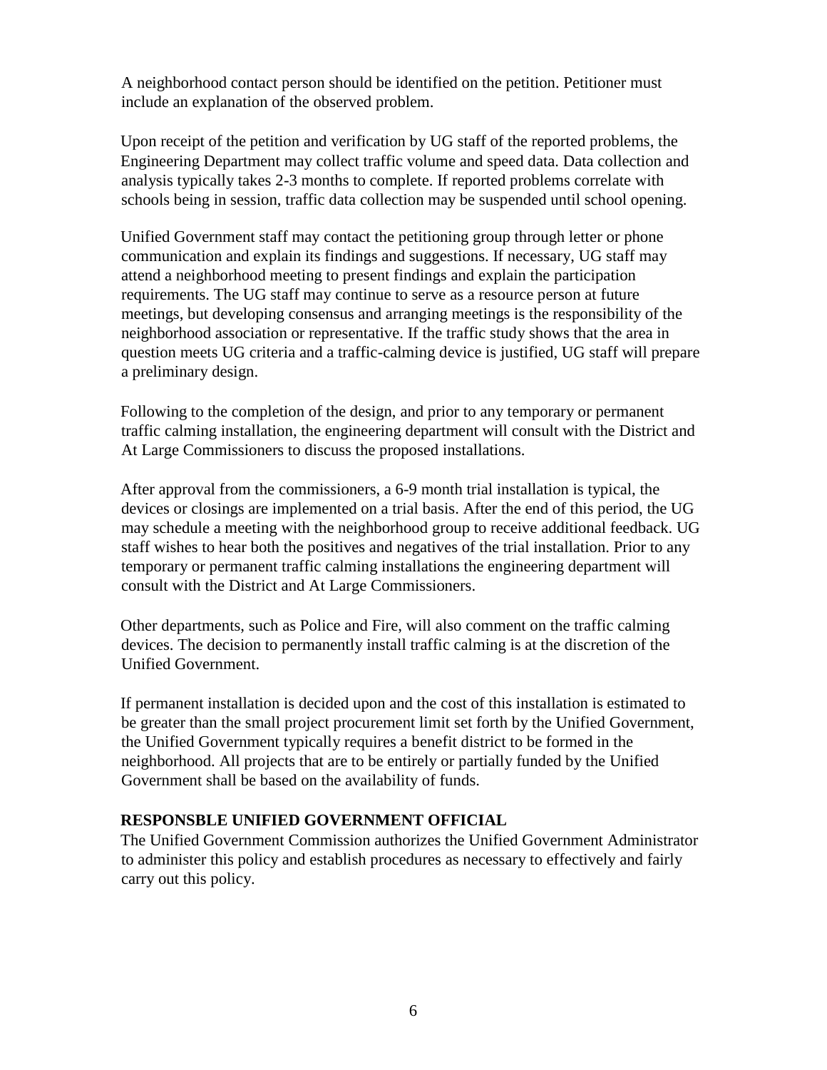A neighborhood contact person should be identified on the petition. Petitioner must include an explanation of the observed problem.

Upon receipt of the petition and verification by UG staff of the reported problems, the Engineering Department may collect traffic volume and speed data. Data collection and analysis typically takes 2-3 months to complete. If reported problems correlate with schools being in session, traffic data collection may be suspended until school opening.

Unified Government staff may contact the petitioning group through letter or phone communication and explain its findings and suggestions. If necessary, UG staff may attend a neighborhood meeting to present findings and explain the participation requirements. The UG staff may continue to serve as a resource person at future meetings, but developing consensus and arranging meetings is the responsibility of the neighborhood association or representative. If the traffic study shows that the area in question meets UG criteria and a traffic-calming device is justified, UG staff will prepare a preliminary design.

Following to the completion of the design, and prior to any temporary or permanent traffic calming installation, the engineering department will consult with the District and At Large Commissioners to discuss the proposed installations.

After approval from the commissioners, a 6-9 month trial installation is typical, the devices or closings are implemented on a trial basis. After the end of this period, the UG may schedule a meeting with the neighborhood group to receive additional feedback. UG staff wishes to hear both the positives and negatives of the trial installation. Prior to any temporary or permanent traffic calming installations the engineering department will consult with the District and At Large Commissioners.

Other departments, such as Police and Fire, will also comment on the traffic calming devices. The decision to permanently install traffic calming is at the discretion of the Unified Government.

If permanent installation is decided upon and the cost of this installation is estimated to be greater than the small project procurement limit set forth by the Unified Government, the Unified Government typically requires a benefit district to be formed in the neighborhood. All projects that are to be entirely or partially funded by the Unified Government shall be based on the availability of funds.

**RESPONSBLE UNIFIED GOVERNMENT OFFICIAL**

The Unified Government Commission authorizes the Unified Government Administrator to administer this policy and establish procedures as necessary to effectively and fairly carry out this policy.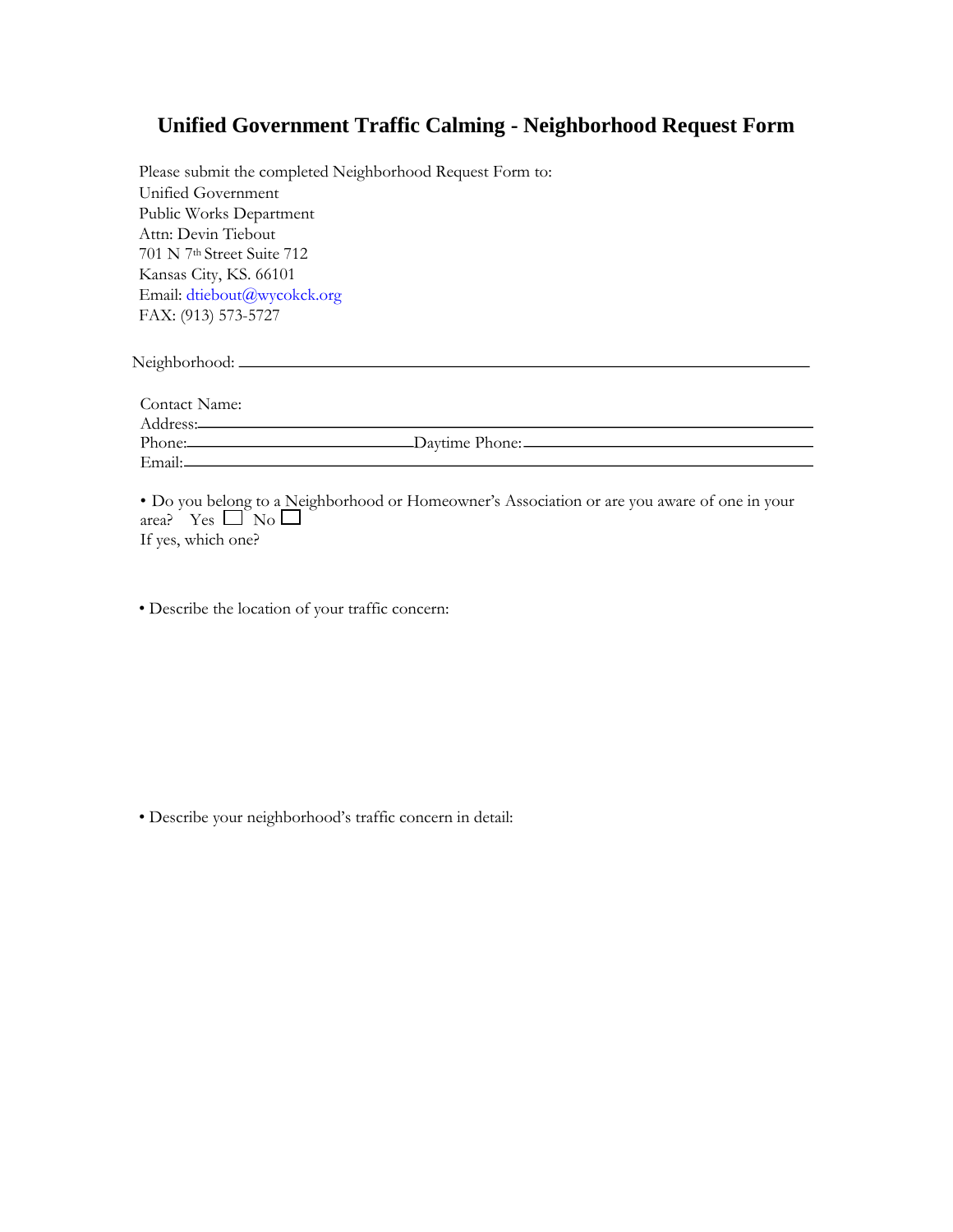# Unified Government Traffic Calming - Neighborhood Request Form

Please submit the completed Neighborhood Request Form to:
Unified Government
Public Works Department
Attn: Devin Tiebout
701 N 7th Street Suite 712
Kansas City, KS. 66101
Email: dtiebout@wycokck.org
FAX: (913) 573-5727

Neighborhood: ______________________________________________

Contact Name:
Address: ______________________________________________
Phone: ____________________ Daytime Phone: ____________________
Email: ______________________________________________

• Do you belong to a Neighborhood or Homeowner's Association or are you aware of one in your area? Yes ☐ No ☐
If yes, which one?

• Describe the location of your traffic concern:

• Describe your neighborhood's traffic concern in detail: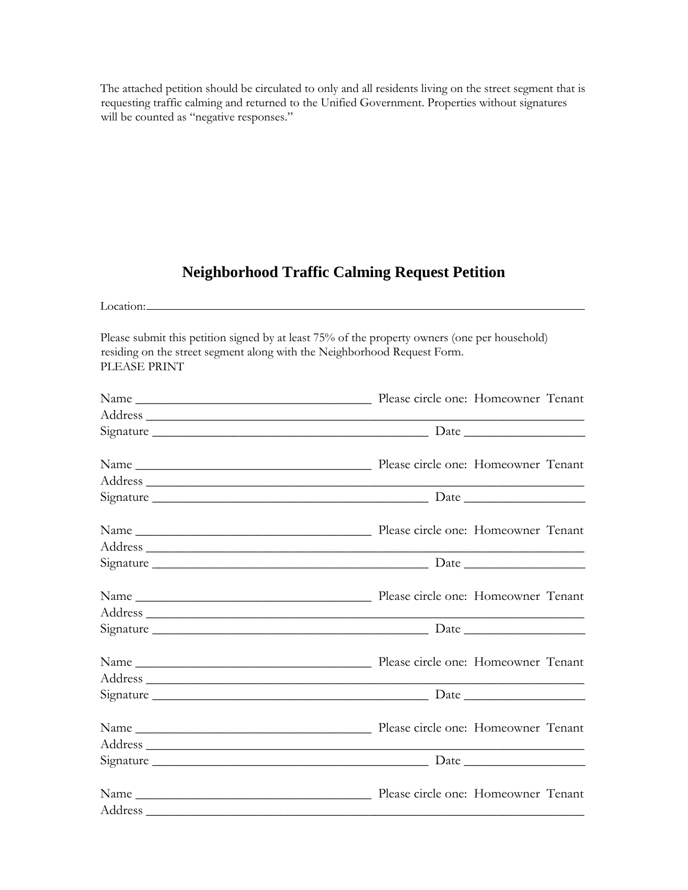The attached petition should be circulated to only and all residents living on the street segment that is requesting traffic calming and returned to the Unified Government. Properties without signatures will be counted as "negative responses."

# Neighborhood Traffic Calming Request Petition

Location:\_\_\_\_\_\_\_\_\_\_\_\_\_\_\_\_\_\_\_\_\_\_\_\_\_\_\_\_\_\_\_\_\_\_\_\_\_\_\_\_\_\_\_\_\_\_\_\_\_\_\_\_\_\_\_\_\_\_\_\_

Please submit this petition signed by at least 75% of the property owners (one per household) residing on the street segment along with the Neighborhood Request Form.
PLEASE PRINT

Name \_\_\_\_\_\_\_\_\_\_\_\_\_\_\_\_\_\_\_\_\_\_\_\_\_\_\_\_\_\_\_\_\_\_\_ Please circle one: Homeowner Tenant
Address \_\_\_\_\_\_\_\_\_\_\_\_\_\_\_\_\_\_\_\_\_\_\_\_\_\_\_\_\_\_\_\_\_\_\_\_\_\_\_\_\_\_\_\_\_\_\_\_\_\_\_\_\_\_\_\_\_\_\_\_\_\_\_\_
Signature \_\_\_\_\_\_\_\_\_\_\_\_\_\_\_\_\_\_\_\_\_\_\_\_\_\_\_\_\_\_\_\_\_\_\_\_\_\_\_\_\_\_\_ Date \_\_\_\_\_\_\_\_\_\_\_\_\_\_\_\_\_

Name \_\_\_\_\_\_\_\_\_\_\_\_\_\_\_\_\_\_\_\_\_\_\_\_\_\_\_\_\_\_\_\_\_\_\_ Please circle one: Homeowner Tenant
Address \_\_\_\_\_\_\_\_\_\_\_\_\_\_\_\_\_\_\_\_\_\_\_\_\_\_\_\_\_\_\_\_\_\_\_\_\_\_\_\_\_\_\_\_\_\_\_\_\_\_\_\_\_\_\_\_\_\_\_\_\_\_\_\_
Signature \_\_\_\_\_\_\_\_\_\_\_\_\_\_\_\_\_\_\_\_\_\_\_\_\_\_\_\_\_\_\_\_\_\_\_\_\_\_\_\_\_\_\_ Date \_\_\_\_\_\_\_\_\_\_\_\_\_\_\_\_\_

Name \_\_\_\_\_\_\_\_\_\_\_\_\_\_\_\_\_\_\_\_\_\_\_\_\_\_\_\_\_\_\_\_\_\_\_ Please circle one: Homeowner Tenant
Address \_\_\_\_\_\_\_\_\_\_\_\_\_\_\_\_\_\_\_\_\_\_\_\_\_\_\_\_\_\_\_\_\_\_\_\_\_\_\_\_\_\_\_\_\_\_\_\_\_\_\_\_\_\_\_\_\_\_\_\_\_\_\_\_
Signature \_\_\_\_\_\_\_\_\_\_\_\_\_\_\_\_\_\_\_\_\_\_\_\_\_\_\_\_\_\_\_\_\_\_\_\_\_\_\_\_\_\_\_ Date \_\_\_\_\_\_\_\_\_\_\_\_\_\_\_\_\_

Name \_\_\_\_\_\_\_\_\_\_\_\_\_\_\_\_\_\_\_\_\_\_\_\_\_\_\_\_\_\_\_\_\_\_\_ Please circle one: Homeowner Tenant
Address \_\_\_\_\_\_\_\_\_\_\_\_\_\_\_\_\_\_\_\_\_\_\_\_\_\_\_\_\_\_\_\_\_\_\_\_\_\_\_\_\_\_\_\_\_\_\_\_\_\_\_\_\_\_\_\_\_\_\_\_\_\_\_\_
Signature \_\_\_\_\_\_\_\_\_\_\_\_\_\_\_\_\_\_\_\_\_\_\_\_\_\_\_\_\_\_\_\_\_\_\_\_\_\_\_\_\_\_\_ Date \_\_\_\_\_\_\_\_\_\_\_\_\_\_\_\_\_

Name \_\_\_\_\_\_\_\_\_\_\_\_\_\_\_\_\_\_\_\_\_\_\_\_\_\_\_\_\_\_\_\_\_\_\_ Please circle one: Homeowner Tenant
Address \_\_\_\_\_\_\_\_\_\_\_\_\_\_\_\_\_\_\_\_\_\_\_\_\_\_\_\_\_\_\_\_\_\_\_\_\_\_\_\_\_\_\_\_\_\_\_\_\_\_\_\_\_\_\_\_\_\_\_\_\_\_\_\_
Signature \_\_\_\_\_\_\_\_\_\_\_\_\_\_\_\_\_\_\_\_\_\_\_\_\_\_\_\_\_\_\_\_\_\_\_\_\_\_\_\_\_\_\_ Date \_\_\_\_\_\_\_\_\_\_\_\_\_\_\_\_\_

Name \_\_\_\_\_\_\_\_\_\_\_\_\_\_\_\_\_\_\_\_\_\_\_\_\_\_\_\_\_\_\_\_\_\_\_ Please circle one: Homeowner Tenant
Address \_\_\_\_\_\_\_\_\_\_\_\_\_\_\_\_\_\_\_\_\_\_\_\_\_\_\_\_\_\_\_\_\_\_\_\_\_\_\_\_\_\_\_\_\_\_\_\_\_\_\_\_\_\_\_\_\_\_\_\_\_\_\_\_
Signature \_\_\_\_\_\_\_\_\_\_\_\_\_\_\_\_\_\_\_\_\_\_\_\_\_\_\_\_\_\_\_\_\_\_\_\_\_\_\_\_\_\_\_ Date \_\_\_\_\_\_\_\_\_\_\_\_\_\_\_\_\_

Name \_\_\_\_\_\_\_\_\_\_\_\_\_\_\_\_\_\_\_\_\_\_\_\_\_\_\_\_\_\_\_\_\_\_\_ Please circle one: Homeowner Tenant
Address \_\_\_\_\_\_\_\_\_\_\_\_\_\_\_\_\_\_\_\_\_\_\_\_\_\_\_\_\_\_\_\_\_\_\_\_\_\_\_\_\_\_\_\_\_\_\_\_\_\_\_\_\_\_\_\_\_\_\_\_\_\_\_\_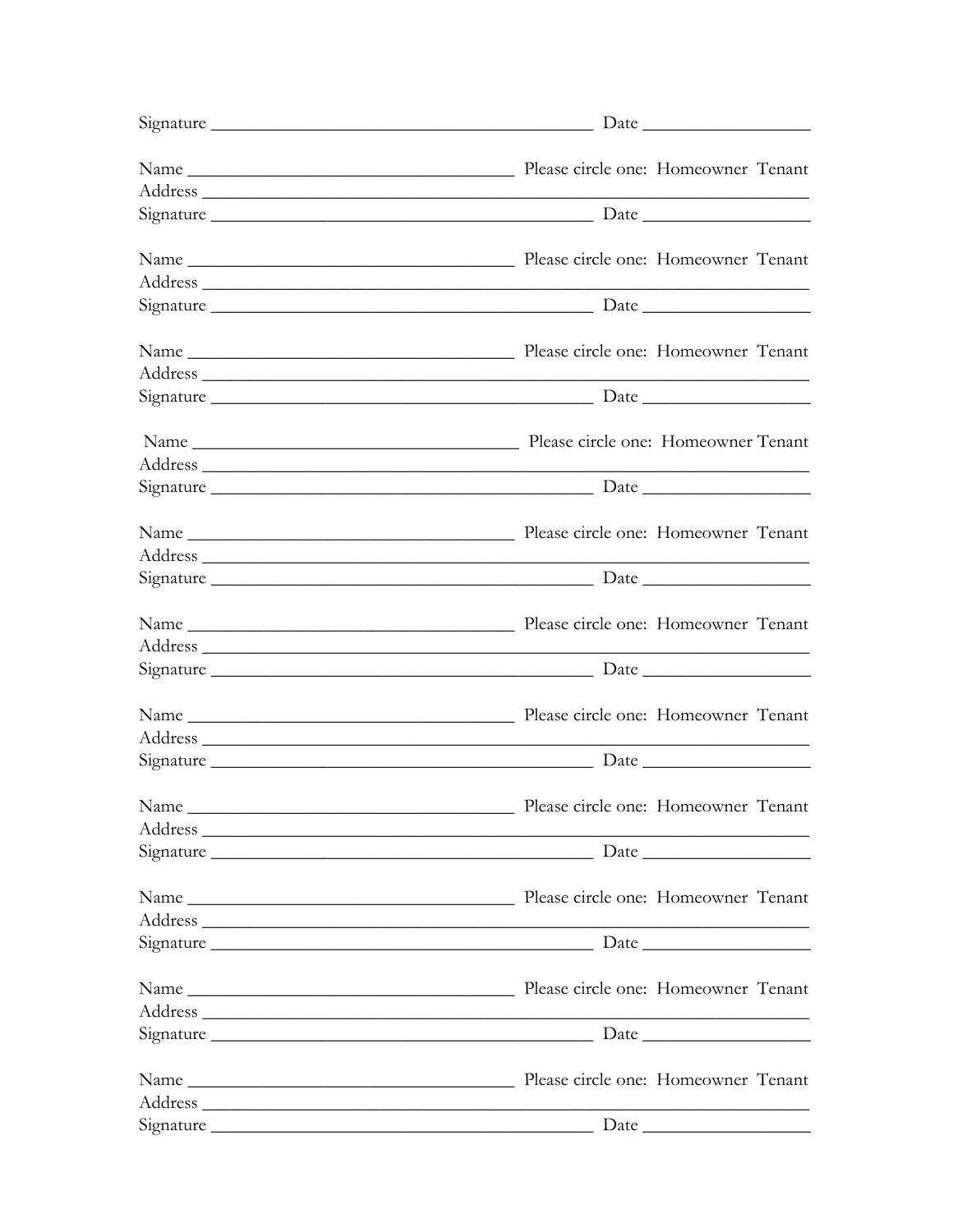Signature ____________________________________________ Date __________________

Name _____________________________________ Please circle one: Homeowner Tenant
Address _______________________________________________________________________
Signature ____________________________________________ Date __________________

Name _____________________________________ Please circle one: Homeowner Tenant
Address _______________________________________________________________________
Signature ____________________________________________ Date __________________

Name _____________________________________ Please circle one: Homeowner Tenant
Address _______________________________________________________________________
Signature ____________________________________________ Date __________________

Name _____________________________________ Please circle one: Homeowner Tenant
Address _______________________________________________________________________
Signature ____________________________________________ Date __________________

Name _____________________________________ Please circle one: Homeowner Tenant
Address _______________________________________________________________________
Signature ____________________________________________ Date __________________

Name _____________________________________ Please circle one: Homeowner Tenant
Address _______________________________________________________________________
Signature ____________________________________________ Date __________________

Name _____________________________________ Please circle one: Homeowner Tenant
Address _______________________________________________________________________
Signature ____________________________________________ Date __________________

Name _____________________________________ Please circle one: Homeowner Tenant
Address _______________________________________________________________________
Signature ____________________________________________ Date __________________

Name _____________________________________ Please circle one: Homeowner Tenant
Address _______________________________________________________________________
Signature ____________________________________________ Date __________________

Name _____________________________________ Please circle one: Homeowner Tenant
Address _______________________________________________________________________
Signature ____________________________________________ Date __________________

Name _____________________________________ Please circle one: Homeowner Tenant
Address _______________________________________________________________________
Signature ____________________________________________ Date __________________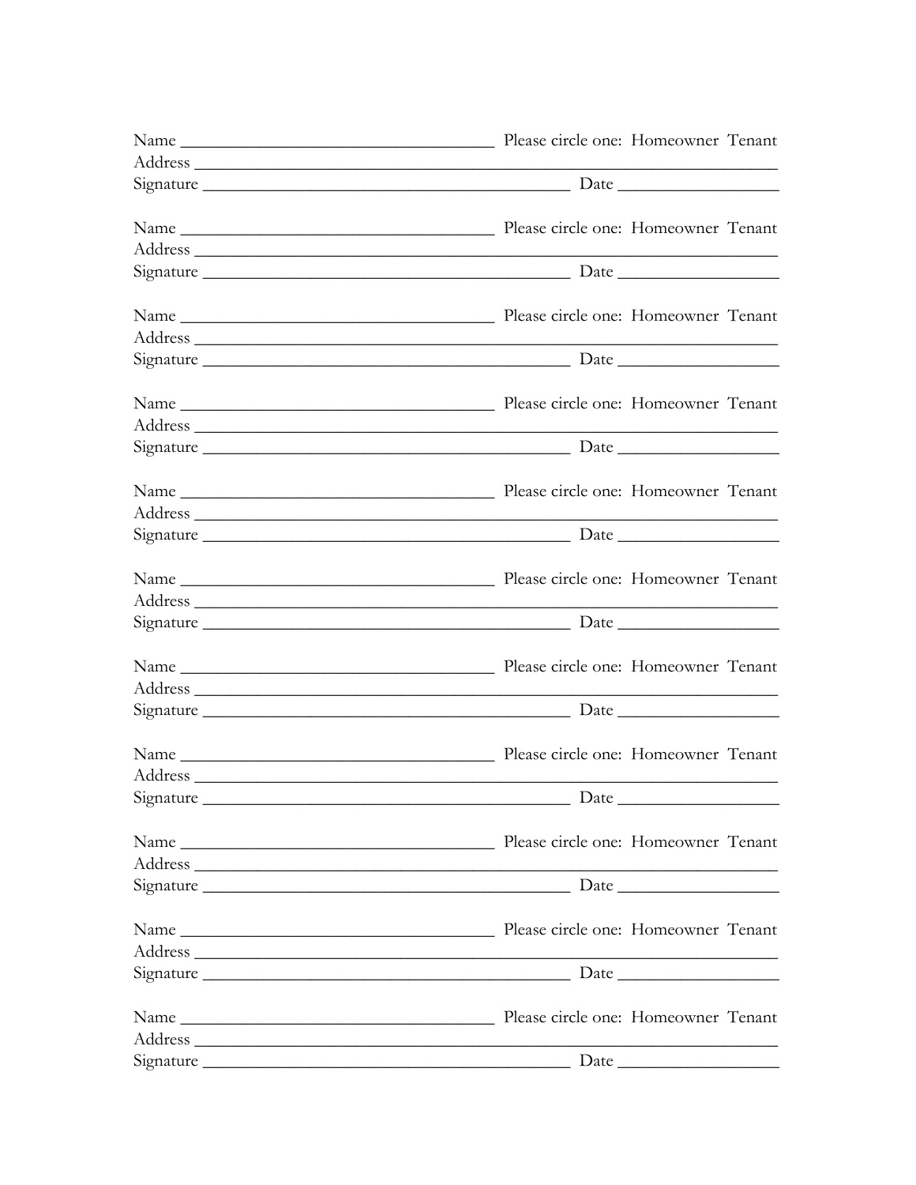Name ____________________________________ Please circle one: Homeowner Tenant
Address ___________________________________________________________________
Signature __________________________________________ Date _________________

Name ____________________________________ Please circle one: Homeowner Tenant
Address ___________________________________________________________________
Signature __________________________________________ Date _________________

Name ____________________________________ Please circle one: Homeowner Tenant
Address ___________________________________________________________________
Signature __________________________________________ Date _________________

Name ____________________________________ Please circle one: Homeowner Tenant
Address ___________________________________________________________________
Signature __________________________________________ Date _________________

Name ____________________________________ Please circle one: Homeowner Tenant
Address ___________________________________________________________________
Signature __________________________________________ Date _________________

Name ____________________________________ Please circle one: Homeowner Tenant
Address ___________________________________________________________________
Signature __________________________________________ Date _________________

Name ____________________________________ Please circle one: Homeowner Tenant
Address ___________________________________________________________________
Signature __________________________________________ Date _________________

Name ____________________________________ Please circle one: Homeowner Tenant
Address ___________________________________________________________________
Signature __________________________________________ Date _________________

Name ____________________________________ Please circle one: Homeowner Tenant
Address ___________________________________________________________________
Signature __________________________________________ Date _________________

Name ____________________________________ Please circle one: Homeowner Tenant
Address ___________________________________________________________________
Signature __________________________________________ Date _________________

Name ____________________________________ Please circle one: Homeowner Tenant
Address ___________________________________________________________________
Signature __________________________________________ Date _________________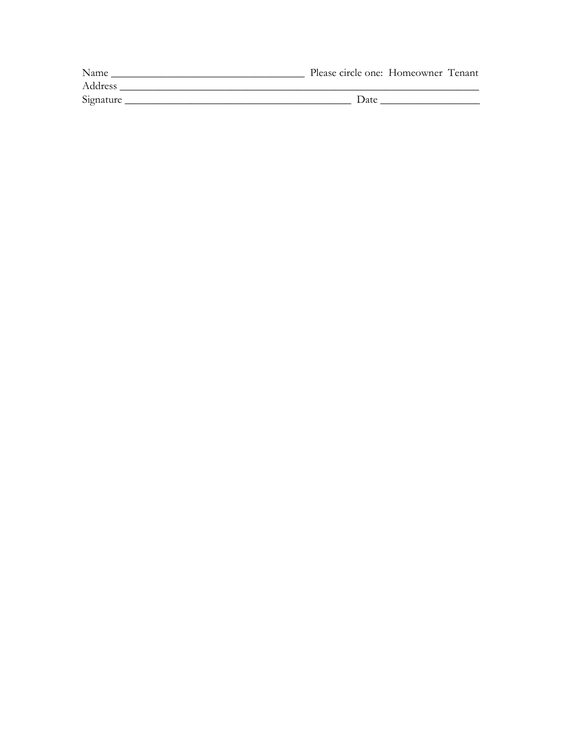Name ___________________________________ Please circle one: Homeowner Tenant
Address ________________________________________________________________
Signature ________________________________________ Date _________________